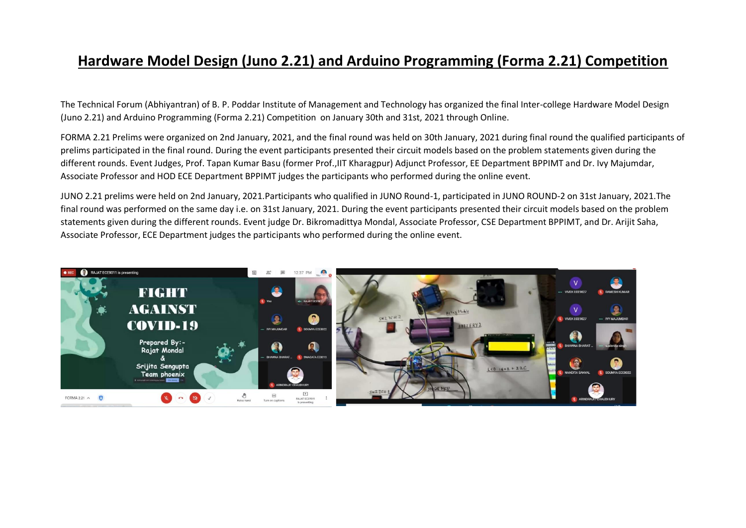# Hardware Model Design (Juno 2.21) and Arduino Programming (Forma 2.21) Competition

The Technical Forum (Abhiyantran) of B. P. Poddar Institute of Management and Technology has organized the final Inter-college Hardware Model Design (Juno 2.21) and Arduino Programming (Forma 2.21) Competition on January 30th and 31st, 2021 through Online.

FORMA 2.21 Prelims were organized on 2nd January, 2021, and the final round was held on 30th January, 2021 during final round the qualified participants of prelims participated in the final round. During the event participants presented their circuit models based on the problem statements given during the different rounds. Event Judges, Prof. Tapan Kumar Basu (former Prof.,IIT Kharagpur) Adjunct Professor, EE Department BPPIMT and Dr. Ivy Majumdar, Associate Professor and HOD ECE Department BPPIMT judges the participants who performed during the online event.

JUNO 2.21 prelims were held on 2nd January, 2021.Participants who qualified in JUNO Round-1, participated in JUNO ROUND-2 on 31st January, 2021.The final round was performed on the same day i.e. on 31st January, 2021. During the event participants presented their circuit models based on the problem statements given during the different rounds. Event judge Dr. Bikromadittya Mondal, Associate Professor, CSE Department BPPIMT, and Dr. Arijit Saha, Associate Professor, ECE Department judges the participants who performed during the online event.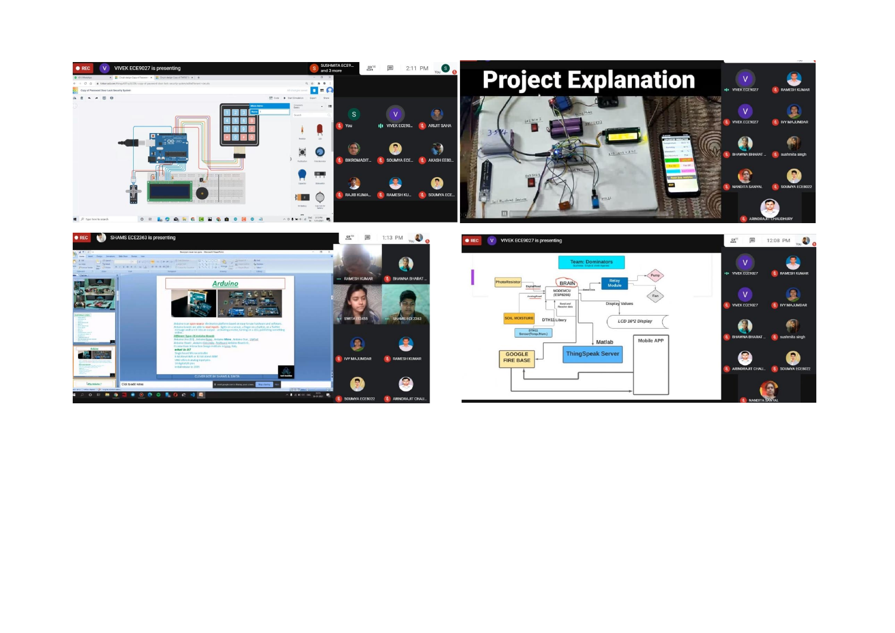VIVEK ECE9027 is presenting

# Project Explanation

SHAMS ECE2363 is presenting

Arduino

VIVEK ECE9027 is presenting

Team: Dominators

PhotoResistor

BRAIN

NODEMCU (ESP8266)

Relay Module

Pump

Fan

SOIL MOISTURE

DTH11 Library

DTH11 Sensor(Temp/Hum.)

Display Values

LCD 16*2 Display

Matlab

ThingSpeak Server

Mobile APP

GOOGLE FIRE BASE